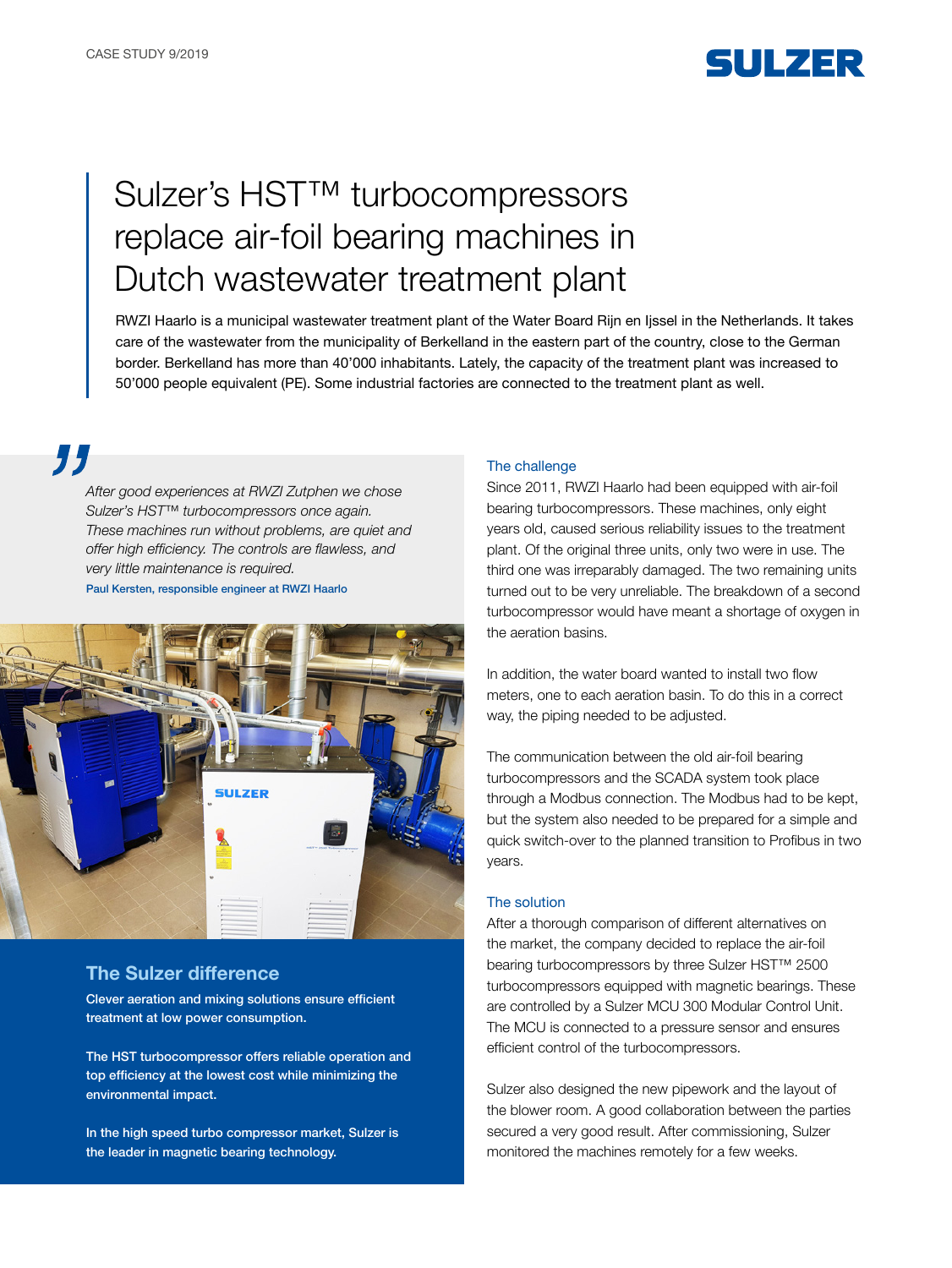CASE STUDY 9/2019

# Sulzer's HST™ turbocompressors replace air-foil bearing machines in Dutch wastewater treatment plant

RWZI Haarlo is a municipal wastewater treatment plant of the Water Board Rijn en Ijssel in the Netherlands. It takes care of the wastewater from the municipality of Berkelland in the eastern part of the country, close to the German border. Berkelland has more than 40'000 inhabitants. Lately, the capacity of the treatment plant was increased to 50'000 people equivalent (PE). Some industrial factories are connected to the treatment plant as well.

> *After good experiences at RWZI Zutphen we chose Sulzer's HST™ turbocompressors once again. These machines run without problems, are quiet and offer high efficiency. The controls are flawless, and very little maintenance is required.*
>
> Paul Kersten, responsible engineer at RWZI Haarlo

## The Sulzer difference

**Clever aeration and mixing solutions ensure efficient treatment at low power consumption.**

**The HST turbocompressor offers reliable operation and top efficiency at the lowest cost while minimizing the environmental impact.**

**In the high speed turbo compressor market, Sulzer is the leader in magnetic bearing technology.**

### The challenge

Since 2011, RWZI Haarlo had been equipped with air-foil bearing turbocompressors. These machines, only eight years old, caused serious reliability issues to the treatment plant. Of the original three units, only two were in use. The third one was irreparably damaged. The two remaining units turned out to be very unreliable. The breakdown of a second turbocompressor would have meant a shortage of oxygen in the aeration basins.

In addition, the water board wanted to install two flow meters, one to each aeration basin. To do this in a correct way, the piping needed to be adjusted.

The communication between the old air-foil bearing turbocompressors and the SCADA system took place through a Modbus connection. The Modbus had to be kept, but the system also needed to be prepared for a simple and quick switch-over to the planned transition to Profibus in two years.

### The solution

After a thorough comparison of different alternatives on the market, the company decided to replace the air-foil bearing turbocompressors by three Sulzer HST™ 2500 turbocompressors equipped with magnetic bearings. These are controlled by a Sulzer MCU 300 Modular Control Unit. The MCU is connected to a pressure sensor and ensures efficient control of the turbocompressors.

Sulzer also designed the new pipework and the layout of the blower room. A good collaboration between the parties secured a very good result. After commissioning, Sulzer monitored the machines remotely for a few weeks.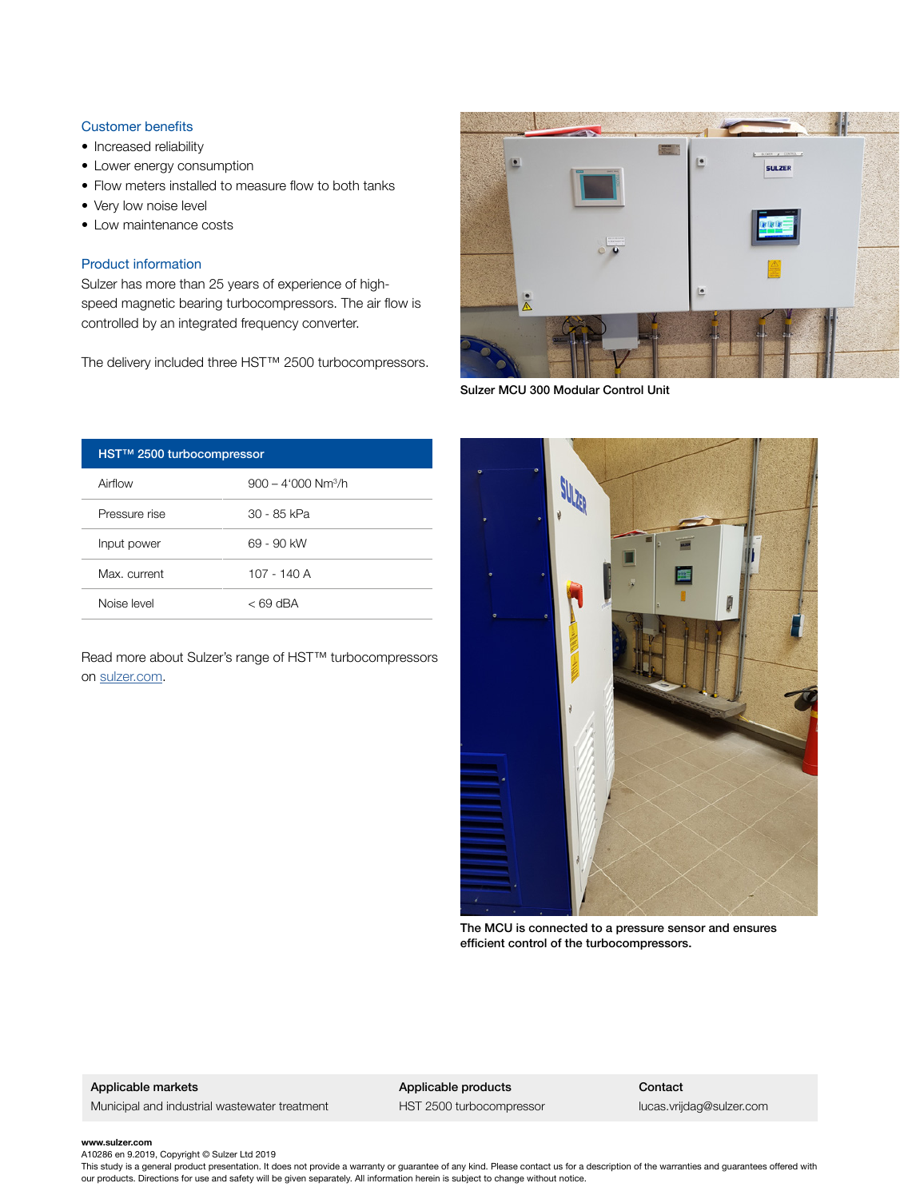## Customer benefits

- Increased reliability
- Lower energy consumption
- Flow meters installed to measure flow to both tanks
- Very low noise level
- Low maintenance costs

## Product information

Sulzer has more than 25 years of experience of high-speed magnetic bearing turbocompressors. The air flow is controlled by an integrated frequency converter.

The delivery included three HST™ 2500 turbocompressors.

Sulzer MCU 300 Modular Control Unit

| HST™ 2500 turbocompressor | |
|---|---|
| Airflow | 900 – 4'000 $Nm^3/h$ |
| Pressure rise | 30 - 85 kPa |
| Input power | 69 - 90 kW |
| Max. current | 107 - 140 A |
| Noise level | < 69 dBA |

Read more about Sulzer's range of HST™ turbocompressors on sulzer.com.

The MCU is connected to a pressure sensor and ensures efficient control of the turbocompressors.

| Applicable markets | Applicable products | Contact |
|---|---|---|
| Municipal and industrial wastewater treatment | HST 2500 turbocompressor | lucas.vrijdag@sulzer.com |

**www.sulzer.com**
A10286 en 9.2019, Copyright © Sulzer Ltd 2019
This study is a general product presentation. It does not provide a warranty or guarantee of any kind. Please contact us for a description of the warranties and guarantees offered with our products. Directions for use and safety will be given separately. All information herein is subject to change without notice.